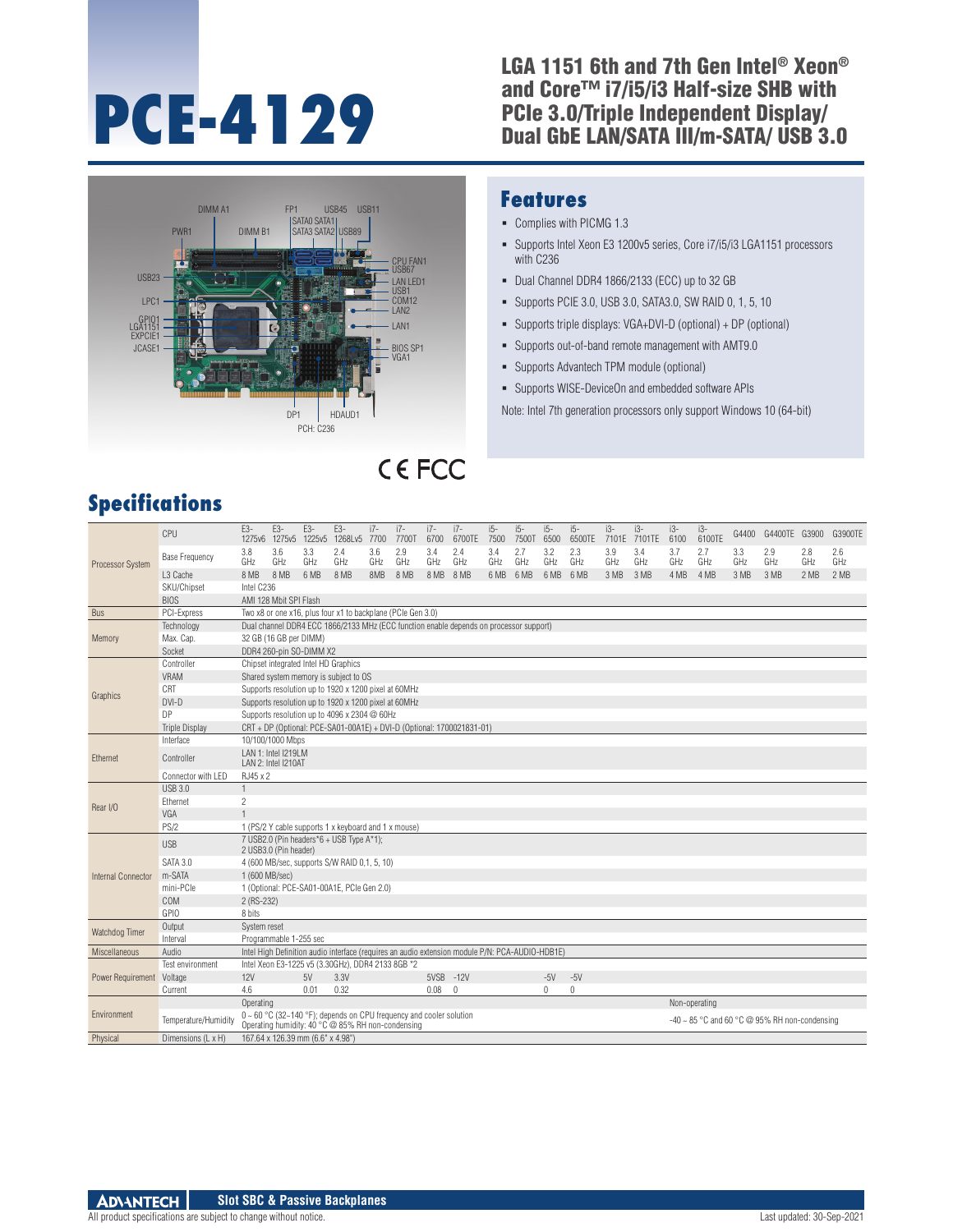# PCE-4129

## LGA 1151 6th and 7th Gen Intel® Xeon® and Core™ i7/i5/i3 Half-size SHB with PCIe 3.0/Triple Independent Display/ Dual GbE LAN/SATA III/m-SATA/ USB 3.0

DIMM A1, FP1, USB45, USB11, PWR1, DIMM B1, SATA0 SATA1, SATA3 SATA2, USB89, CPU FAN1, USB67, USB23, LAN LED1, USB1, LPC1, COM12, LAN2, GPIO1, LGA1151, LAN1, EXPCIE1, JCASE1, BIOS SP1, VGA1, DP1, HDAUD1, PCH: C236

CE FCC

## Features

- Complies with PICMG 1.3
- Supports Intel Xeon E3 1200v5 series, Core i7/i5/i3 LGA1151 processors with C236
- Dual Channel DDR4 1866/2133 (ECC) up to 32 GB
- Supports PCIE 3.0, USB 3.0, SATA3.0, SW RAID 0, 1, 5, 10
- Supports triple displays: VGA+DVI-D (optional) + DP (optional)
- Supports out-of-band remote management with AMT9.0
- Supports Advantech TPM module (optional)
- Supports WISE-DeviceOn and embedded software APIs

Note: Intel 7th generation processors only support Windows 10 (64-bit)

## Specifications

| | | | | | | | | | | | | | | | | | | | | | | | |
|---|---|---|---|---|---|---|---|---|---|---|---|---|---|---|---|---|---|---|---|---|---|---|---|
| Processor System | CPU | E3-1275v6 | E3-1275v5 | E3-1225v5 | E3-1268Lv5 | i7-7700 | i7-7700T | i7-6700 | i7-6700TE | i5-7500 | i5-7500T | i5-6500 | i5-6500TE | i3-7101E | i3-7101TE | i3-6100 | i3-6100TE | G4400 | G4400TE | G3900 | G3900TE |
| | Base Frequency | 3.8 GHz | 3.6 GHz | 3.3 GHz | 2.4 GHz | 3.6 GHz | 2.9 GHz | 3.4 GHz | 2.4 GHz | 3.4 GHz | 2.7 GHz | 3.2 GHz | 2.3 GHz | 3.9 GHz | 3.4 GHz | 3.7 GHz | 2.7 GHz | 3.3 GHz | 2.9 GHz | 2.8 GHz | 2.6 GHz |
| | L3 Cache | 8 MB | 8 MB | 6 MB | 8 MB | 8MB | 8 MB | 8 MB | 8 MB | 6 MB | 6 MB | 6 MB | 6 MB | 3 MB | 3 MB | 4 MB | 4 MB | 3 MB | 3 MB | 2 MB | 2 MB |
| | SKU/Chipset | Intel C236 | | | | | | | | | | | | | | | | | | | |
| | BIOS | AMI 128 Mbit SPI Flash | | | | | | | | | | | | | | | | | | | |
| Bus | PCI-Express | Two x8 or one x16, plus four x1 to backplane (PCIe Gen 3.0) | | | | | | | | | | | | | | | | | | | |
| Memory | Technology | Dual channel DDR4 ECC 1866/2133 MHz (ECC function enable depends on processor support) | | | | | | | | | | | | | | | | | | | |
| | Max. Cap. | 32 GB (16 GB per DIMM) | | | | | | | | | | | | | | | | | | | |
| | Socket | DDR4 260-pin SO-DIMM X2 | | | | | | | | | | | | | | | | | | | |
| Graphics | Controller | Chipset integrated Intel HD Graphics | | | | | | | | | | | | | | | | | | | |
| | VRAM | Shared system memory is subject to OS | | | | | | | | | | | | | | | | | | | |
| | CRT | Supports resolution up to 1920 x 1200 pixel at 60MHz | | | | | | | | | | | | | | | | | | | |
| | DVI-D | Supports resolution up to 1920 x 1200 pixel at 60MHz | | | | | | | | | | | | | | | | | | | |
| | DP | Supports resolution up to 4096 x 2304 @ 60Hz | | | | | | | | | | | | | | | | | | | |
| | Triple Display | CRT + DP (Optional: PCE-SA01-00A1E) + DVI-D (Optional: 1700021831-01) | | | | | | | | | | | | | | | | | | | |
| Ethernet | Interface | 10/100/1000 Mbps | | | | | | | | | | | | | | | | | | | |
| | Controller | LAN 1: Intel I219LM<br>LAN 2: Intel I210AT | | | | | | | | | | | | | | | | | | | |
| | Connector with LED | RJ45 x 2 | | | | | | | | | | | | | | | | | | | |
| Rear I/O | USB 3.0 | 1 | | | | | | | | | | | | | | | | | | | |
| | Ethernet | 2 | | | | | | | | | | | | | | | | | | | |
| | VGA | 1 | | | | | | | | | | | | | | | | | | | |
| | PS/2 | 1 (PS/2 Y cable supports 1 x keyboard and 1 x mouse) | | | | | | | | | | | | | | | | | | | |
| Internal Connector | USB | 7 USB2.0 (Pin headers*6 + USB Type A*1);<br>2 USB3.0 (Pin header) | | | | | | | | | | | | | | | | | | | |
| | SATA 3.0 | 4 (600 MB/sec, supports S/W RAID 0,1, 5, 10) | | | | | | | | | | | | | | | | | | | |
| | m-SATA | 1 (600 MB/sec) | | | | | | | | | | | | | | | | | | | |
| | mini-PCIe | 1 (Optional: PCE-SA01-00A1E, PCIe Gen 2.0) | | | | | | | | | | | | | | | | | | | |
| | COM | 2 (RS-232) | | | | | | | | | | | | | | | | | | | |
| | GPIO | 8 bits | | | | | | | | | | | | | | | | | | | |
| Watchdog Timer | Output | System reset | | | | | | | | | | | | | | | | | | | |
| | Interval | Programmable 1-255 sec | | | | | | | | | | | | | | | | | | | |
| Miscellaneous | Audio | Intel High Definition audio interface (requires an audio extension module P/N: PCA-AUDIO-HDB1E) | | | | | | | | | | | | | | | | | | | |
| Power Requirement | Test environment | Intel Xeon E3-1225 v5 (3.30GHz), DDR4 2133 8GB *2 | | | | | | | | | | | | | | | | | | | |
| | Voltage | 12V | | 5V | 3.3V | | | 5VSB | -12V | | | -5V | -5V | | | | | | | | |
| | Current | 4.6 | | 0.01 | 0.32 | | | 0.08 | 0 | | | 0 | 0 | | | | | | | | |
| Environment | | Operating | | | | | | | | | | | | | | Non-operating | | | | | |
| | Temperature/Humidity | 0 ~ 60 °C (32~140 °F); depends on CPU frequency and cooler solution<br>Operating humidity: 40 °C @ 85% RH non-condensing | | | | | | | | | | | | | | -40 ~ 85 °C and 60 °C @ 95% RH non-condensing | | | | | |
| Physical | Dimensions (L x H) | 167.64 x 126.39 mm (6.6" x 4.98") | | | | | | | | | | | | | | | | | | | |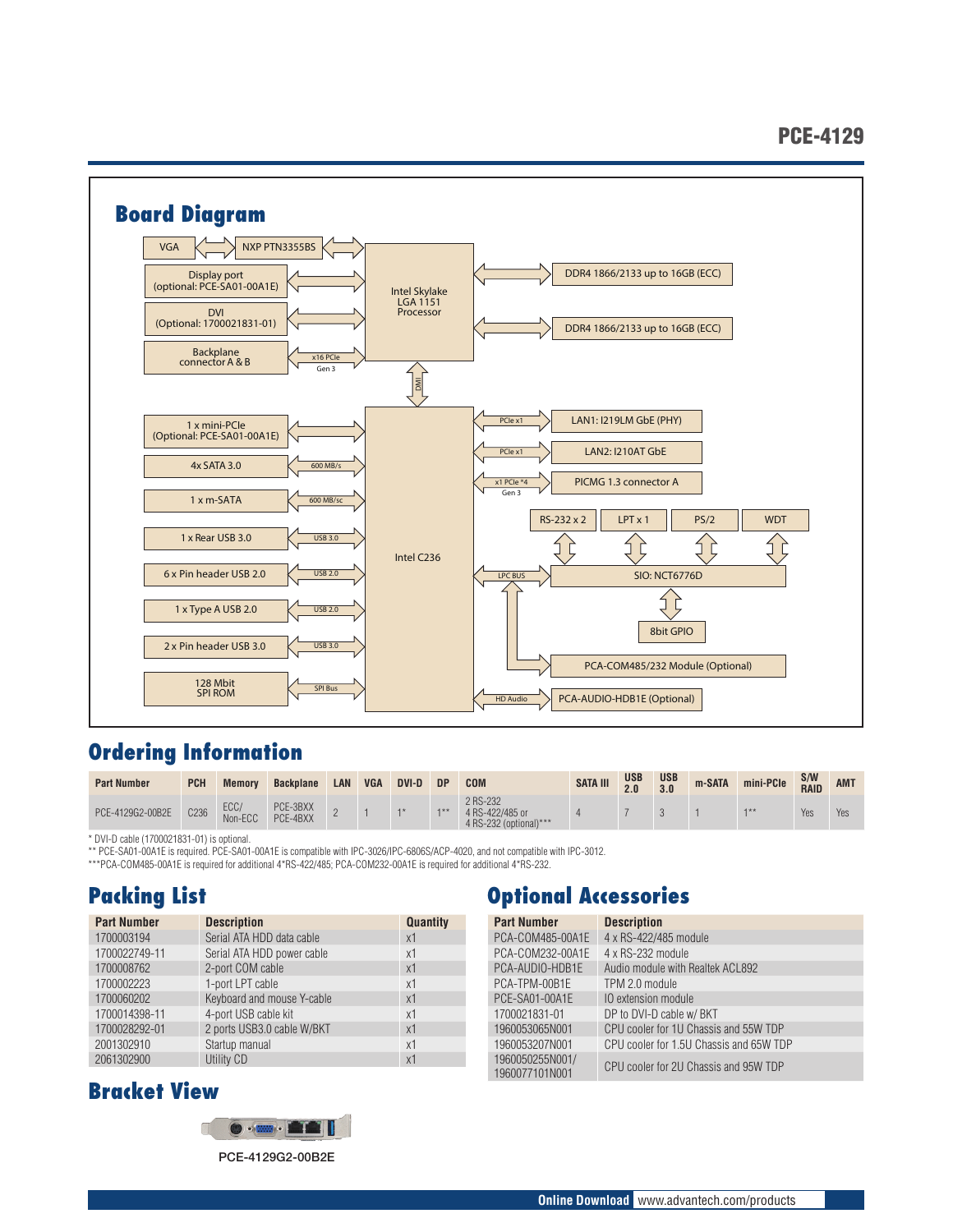## Board Diagram

VGA
NXP PTN3355BS
Display port (optional: PCE-SA01-00A1E)
DVI (Optional: 1700021831-01)
Backplane connector A & B
x16 PCIe Gen 3
Intel Skylake LGA 1151 Processor
DDR4 1866/2133 up to 16GB (ECC)
DDR4 1866/2133 up to 16GB (ECC)
DMI
1 x mini-PCIe (Optional: PCE-SA01-00A1E)
4x SATA 3.0
600 MB/s
1 x m-SATA
600 MB/sc
1 x Rear USB 3.0
USB 3.0
6 x Pin header USB 2.0
USB 2.0
1 x Type A USB 2.0
USB 2.0
2 x Pin header USB 3.0
USB 3.0
128 Mbit SPI ROM
SPI Bus
Intel C236
PCIe x1
LAN1: I219LM GbE (PHY)
PCIe x1
LAN2: I210AT GbE
x1 PCIe *4 Gen 3
PICMG 1.3 connector A
RS-232 x 2
LPT x 1
PS/2
WDT
LPC BUS
SIO: NCT6776D
8bit GPIO
PCA-COM485/232 Module (Optional)
HD Audio
PCA-AUDIO-HDB1E (Optional)

## Ordering Information

| Part Number | PCH | Memory | Backplane | LAN | VGA | DVI-D | DP | COM | SATA III | USB 2.0 | USB 3.0 | m-SATA | mini-PCIe | S/W RAID | AMT |
|---|---|---|---|---|---|---|---|---|---|---|---|---|---|---|---|
| PCE-4129G2-00B2E | C236 | ECC/ Non-ECC | PCE-3BXX PCE-4BXX | 2 | 1 | 1* | 1** | 2 RS-232 4 RS-422/485 or 4 RS-232 (optional)*** | 4 | 7 | 3 | 1 | 1** | Yes | Yes |

* DVI-D cable (1700021831-01) is optional.
** PCE-SA01-00A1E is required. PCE-SA01-00A1E is compatible with IPC-3026/IPC-6806S/ACP-4020, and not compatible with IPC-3012.
***PCA-COM485-00A1E is required for additional 4*RS-422/485; PCA-COM232-00A1E is required for additional 4*RS-232.

## Packing List

| Part Number | Description | Quantity |
|---|---|---|
| 1700003194 | Serial ATA HDD data cable | x1 |
| 1700022749-11 | Serial ATA HDD power cable | x1 |
| 1700008762 | 2-port COM cable | x1 |
| 1700002223 | 1-port LPT cable | x1 |
| 1700060202 | Keyboard and mouse Y-cable | x1 |
| 1700014398-11 | 4-port USB cable kit | x1 |
| 1700028292-01 | 2 ports USB3.0 cable W/BKT | x1 |
| 2001302910 | Startup manual | x1 |
| 2061302900 | Utility CD | x1 |

## Optional Accessories

| Part Number | Description |
|---|---|
| PCA-COM485-00A1E | 4 x RS-422/485 module |
| PCA-COM232-00A1E | 4 x RS-232 module |
| PCA-AUDIO-HDB1E | Audio module with Realtek ACL892 |
| PCA-TPM-00B1E | TPM 2.0 module |
| PCE-SA01-00A1E | IO extension module |
| 1700021831-01 | DP to DVI-D cable w/ BKT |
| 1960053065N001 | CPU cooler for 1U Chassis and 55W TDP |
| 1960053207N001 | CPU cooler for 1.5U Chassis and 65W TDP |
| 1960050255N001/ 1960077101N001 | CPU cooler for 2U Chassis and 95W TDP |

## Bracket View

PCE-4129G2-00B2E